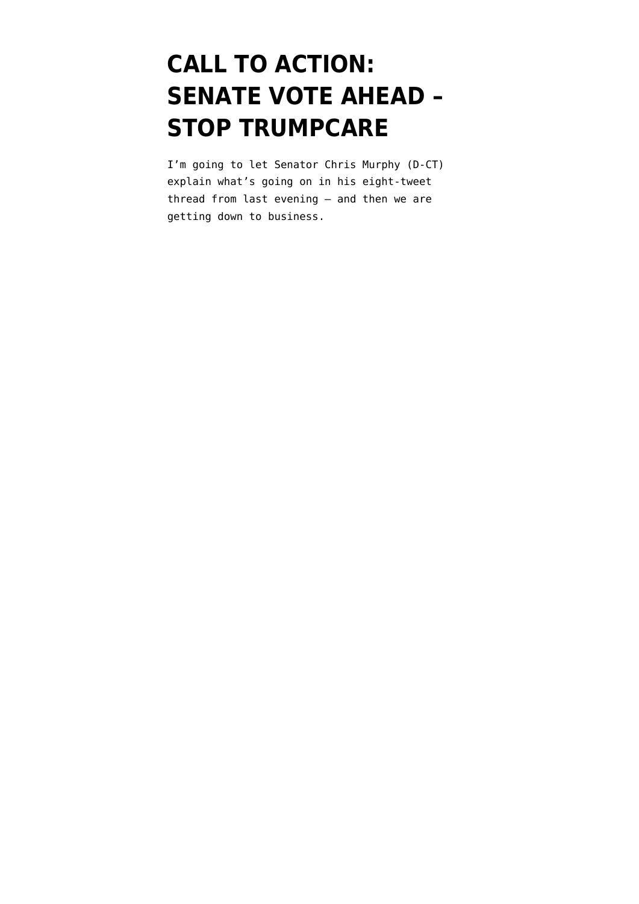# CALL TO ACTION: SENATE VOTE AHEAD – STOP TRUMPCARE

I'm going to let Senator Chris Murphy (D-CT) explain what's going on in his eight-tweet thread from last evening — and then we are getting down to business.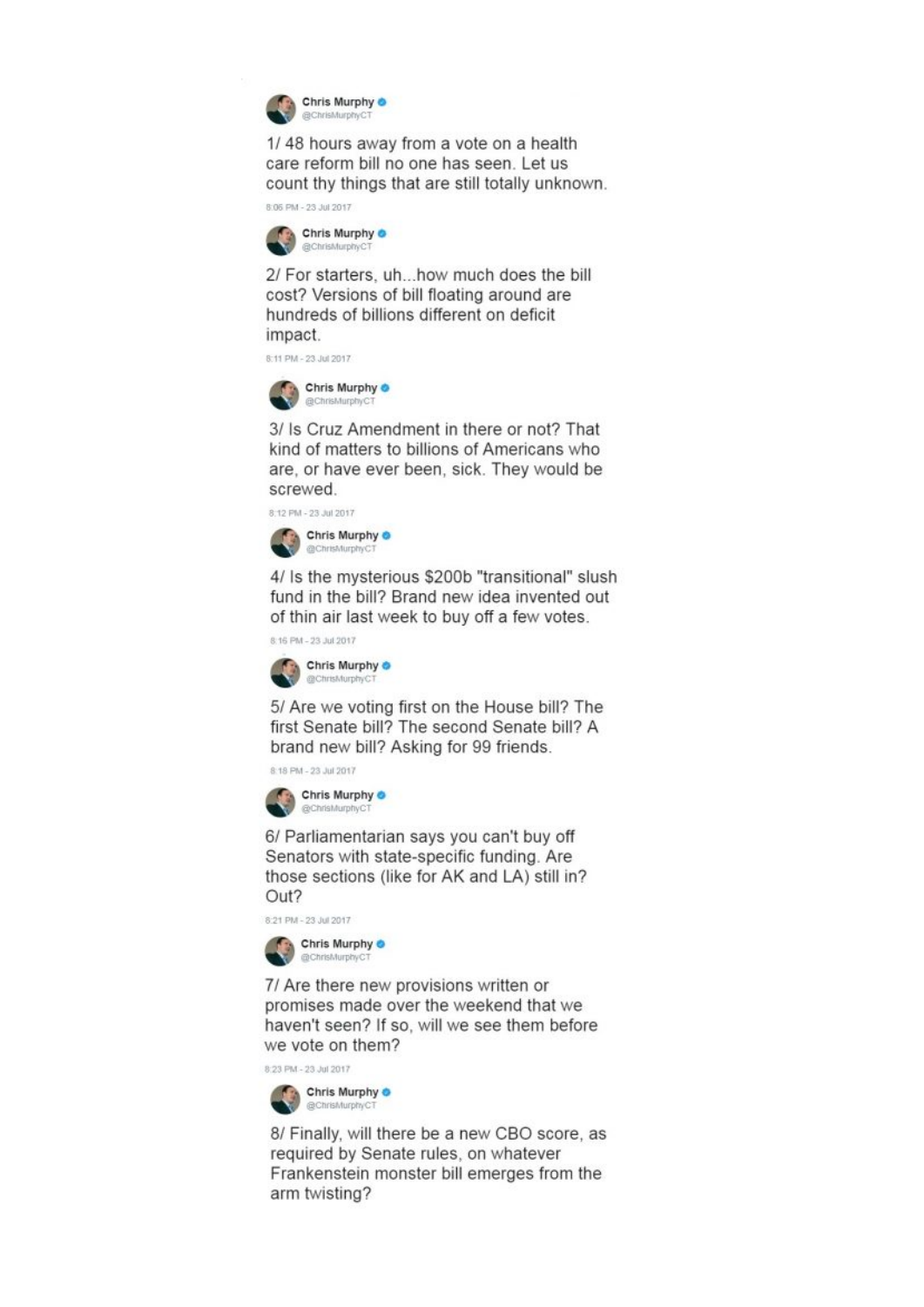**Chris Murphy** @ChrisMurphyCT

1/ 48 hours away from a vote on a health care reform bill no one has seen. Let us count thy things that are still totally unknown.

8:06 PM - 23 Jul 2017

**Chris Murphy** @ChrisMurphyCT

2/ For starters, uh...how much does the bill cost? Versions of bill floating around are hundreds of billions different on deficit impact.

8:11 PM - 23 Jul 2017

**Chris Murphy** @ChrisMurphyCT

3/ Is Cruz Amendment in there or not? That kind of matters to billions of Americans who are, or have ever been, sick. They would be screwed.

8:12 PM - 23 Jul 2017

**Chris Murphy** @ChrisMurphyCT

4/ Is the mysterious $200b "transitional" slush fund in the bill? Brand new idea invented out of thin air last week to buy off a few votes.

8:16 PM - 23 Jul 2017

**Chris Murphy** @ChrisMurphyCT

5/ Are we voting first on the House bill? The first Senate bill? The second Senate bill? A brand new bill? Asking for 99 friends.

8:18 PM - 23 Jul 2017

**Chris Murphy** @ChrisMurphyCT

6/ Parliamentarian says you can't buy off Senators with state-specific funding. Are those sections (like for AK and LA) still in? Out?

8:21 PM - 23 Jul 2017

**Chris Murphy** @ChrisMurphyCT

7/ Are there new provisions written or promises made over the weekend that we haven't seen? If so, will we see them before we vote on them?

8:23 PM - 23 Jul 2017

**Chris Murphy** @ChrisMurphyCT

8/ Finally, will there be a new CBO score, as required by Senate rules, on whatever Frankenstein monster bill emerges from the arm twisting?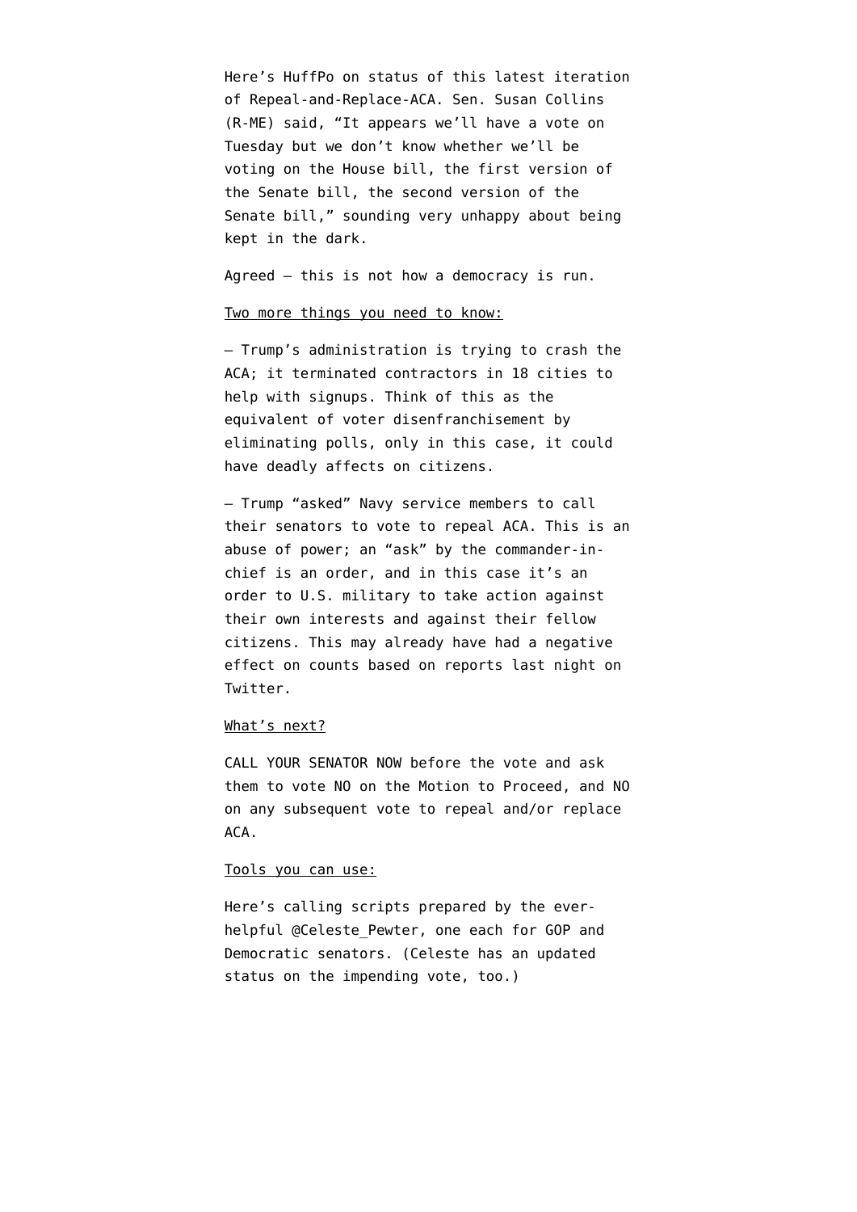Here's HuffPo on status of this latest iteration of Repeal-and-Replace-ACA. Sen. Susan Collins (R-ME) said, "It appears we'll have a vote on Tuesday but we don't know whether we'll be voting on the House bill, the first version of the Senate bill, the second version of the Senate bill," sounding very unhappy about being kept in the dark.

Agreed — this is not how a democracy is run.

Two more things you need to know:

— Trump's administration is trying to crash the ACA; it terminated contractors in 18 cities to help with signups. Think of this as the equivalent of voter disenfranchisement by eliminating polls, only in this case, it could have deadly affects on citizens.

— Trump "asked" Navy service members to call their senators to vote to repeal ACA. This is an abuse of power; an "ask" by the commander-in-chief is an order, and in this case it's an order to U.S. military to take action against their own interests and against their fellow citizens. This may already have had a negative effect on counts based on reports last night on Twitter.

What's next?

CALL YOUR SENATOR NOW before the vote and ask them to vote NO on the Motion to Proceed, and NO on any subsequent vote to repeal and/or replace ACA.

Tools you can use:

Here's calling scripts prepared by the ever-helpful @Celeste_Pewter, one each for GOP and Democratic senators. (Celeste has an updated status on the impending vote, too.)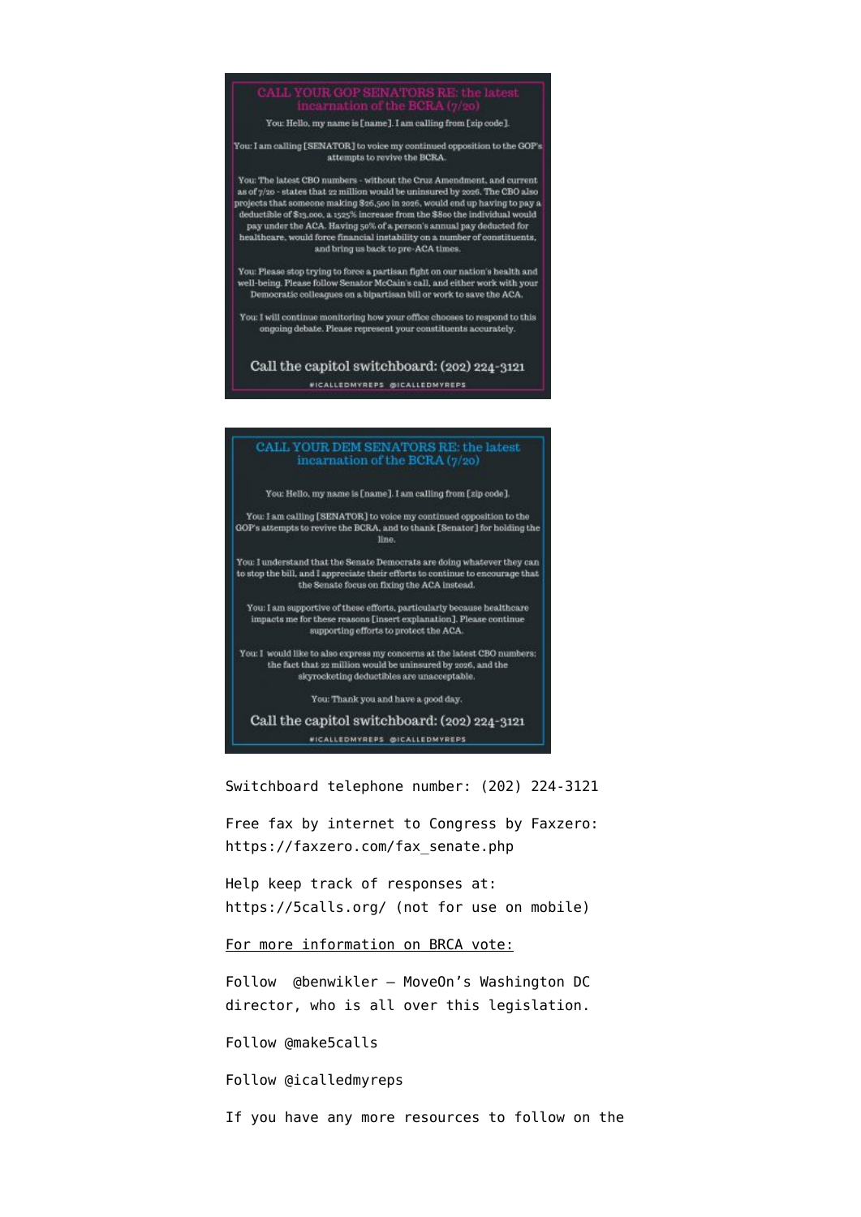## CALL YOUR GOP SENATORS RE: the latest incarnation of the BCRA (7/20)

You: Hello, my name is [name]. I am calling from [zip code].

You: I am calling [SENATOR] to voice my continued opposition to the GOP's attempts to revive the BCRA.

You: The latest CBO numbers - without the Cruz Amendment, and current as of 7/20 - states that 22 million would be uninsured by 2026. The CBO also projects that someone making $26,500 in 2026, would end up having to pay a deductible of $13,000, a 1525% increase from the $800 the individual would pay under the ACA. Having 50% of a person's annual pay deducted for healthcare, would force financial instability on a number of constituents, and bring us back to pre-ACA times.

You: Please stop trying to force a partisan fight on our nation's health and well-being. Please follow Senator McCain's call, and either work with your Democratic colleagues on a bipartisan bill or work to save the ACA.

You: I will continue monitoring how your office chooses to respond to this ongoing debate. Please represent your constituents accurately.

Call the capitol switchboard: (202) 224-3121

#ICALLEDMYREPS @ICALLEDMYREPS

## CALL YOUR DEM SENATORS RE: the latest incarnation of the BCRA (7/20)

You: Hello, my name is [name]. I am calling from [zip code].

You: I am calling [SENATOR] to voice my continued opposition to the GOP's attempts to revive the BCRA, and to thank [Senator] for holding the line.

You: I understand that the Senate Democrats are doing whatever they can to stop the bill, and I appreciate their efforts to continue to encourage that the Senate focus on fixing the ACA instead.

You: I am supportive of these efforts, particularly because healthcare impacts me for these reasons [insert explanation]. Please continue supporting efforts to protect the ACA.

You: I would like to also express my concerns at the latest CBO numbers: the fact that 22 million would be uninsured by 2026, and the skyrocketing deductibles are unacceptable.

You: Thank you and have a good day.

Call the capitol switchboard: (202) 224-3121

#ICALLEDMYREPS @ICALLEDMYREPS

Switchboard telephone number: (202) 224-3121

Free fax by internet to Congress by Faxzero: https://faxzero.com/fax_senate.php

Help keep track of responses at: https://5calls.org/ (not for use on mobile)

For more information on BRCA vote:

Follow @benwikler – MoveOn's Washington DC director, who is all over this legislation.

Follow @make5calls

Follow @icalledmyreps

If you have any more resources to follow on the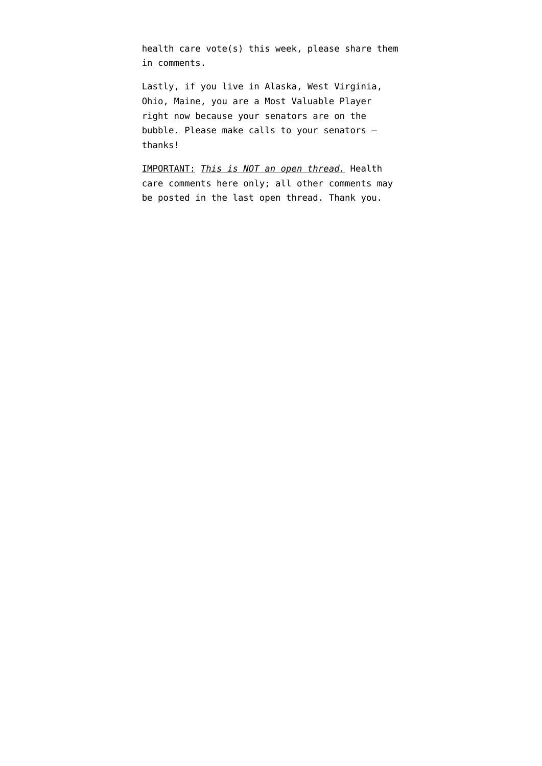health care vote(s) this week, please share them in comments.

Lastly, if you live in Alaska, West Virginia, Ohio, Maine, you are a Most Valuable Player right now because your senators are on the bubble. Please make calls to your senators — thanks!

<u>IMPORTANT:</u> *<u>This is NOT an open thread.</u>* Health care comments here only; all other comments may be posted in the last open thread. Thank you.